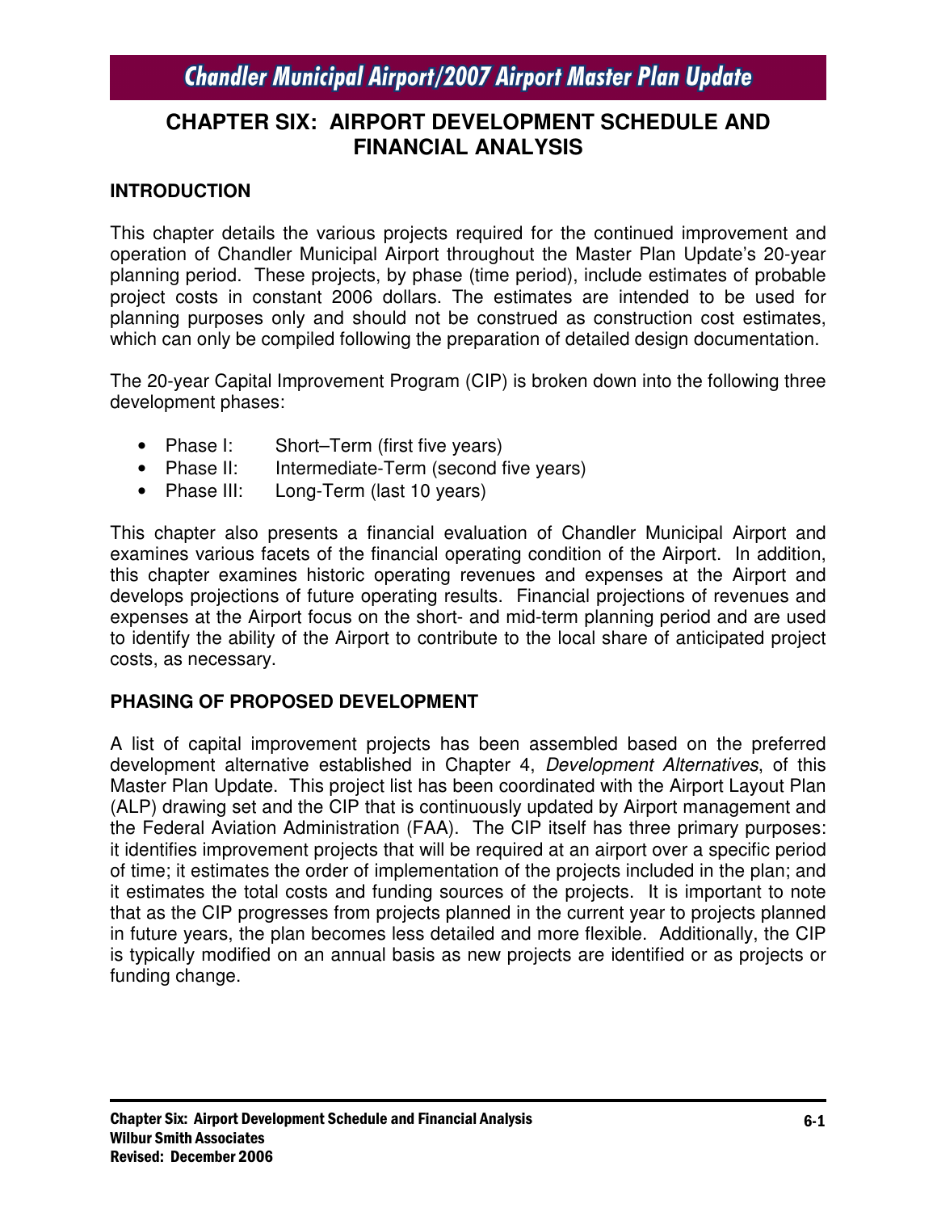# CHAPTER SIX: AIRPORT DEVELOPMENT SCHEDULE AND FINANCIAL ANALYSIS

## INTRODUCTION

This chapter details the various projects required for the continued improvement and operation of Chandler Municipal Airport throughout the Master Plan Update's 20-year planning period. These projects, by phase (time period), include estimates of probable project costs in constant 2006 dollars. The estimates are intended to be used for planning purposes only and should not be construed as construction cost estimates, which can only be compiled following the preparation of detailed design documentation.

The 20-year Capital Improvement Program (CIP) is broken down into the following three development phases:

- Phase I: Short–Term (first five years)
- Phase II: Intermediate-Term (second five years)
- Phase III: Long-Term (last 10 years)

This chapter also presents a financial evaluation of Chandler Municipal Airport and examines various facets of the financial operating condition of the Airport. In addition, this chapter examines historic operating revenues and expenses at the Airport and develops projections of future operating results. Financial projections of revenues and expenses at the Airport focus on the short- and mid-term planning period and are used to identify the ability of the Airport to contribute to the local share of anticipated project costs, as necessary.

## PHASING OF PROPOSED DEVELOPMENT

A list of capital improvement projects has been assembled based on the preferred development alternative established in Chapter 4, *Development Alternatives*, of this Master Plan Update. This project list has been coordinated with the Airport Layout Plan (ALP) drawing set and the CIP that is continuously updated by Airport management and the Federal Aviation Administration (FAA). The CIP itself has three primary purposes: it identifies improvement projects that will be required at an airport over a specific period of time; it estimates the order of implementation of the projects included in the plan; and it estimates the total costs and funding sources of the projects. It is important to note that as the CIP progresses from projects planned in the current year to projects planned in future years, the plan becomes less detailed and more flexible. Additionally, the CIP is typically modified on an annual basis as new projects are identified or as projects or funding change.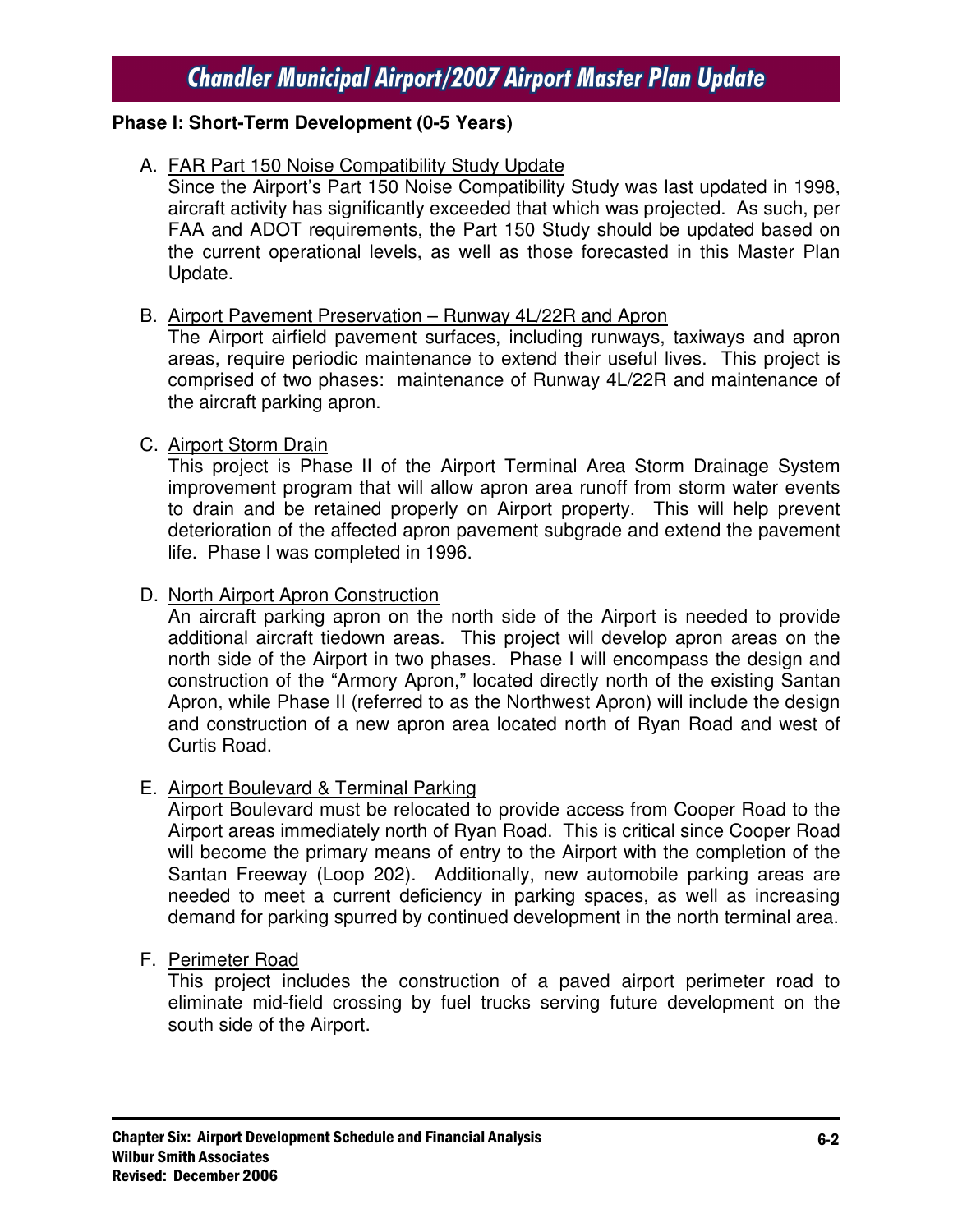**Phase I: Short-Term Development (0-5 Years)**

A. FAR Part 150 Noise Compatibility Study Update

   Since the Airport's Part 150 Noise Compatibility Study was last updated in 1998, aircraft activity has significantly exceeded that which was projected. As such, per FAA and ADOT requirements, the Part 150 Study should be updated based on the current operational levels, as well as those forecasted in this Master Plan Update.

B. Airport Pavement Preservation – Runway 4L/22R and Apron

   The Airport airfield pavement surfaces, including runways, taxiways and apron areas, require periodic maintenance to extend their useful lives. This project is comprised of two phases: maintenance of Runway 4L/22R and maintenance of the aircraft parking apron.

C. Airport Storm Drain

   This project is Phase II of the Airport Terminal Area Storm Drainage System improvement program that will allow apron area runoff from storm water events to drain and be retained properly on Airport property. This will help prevent deterioration of the affected apron pavement subgrade and extend the pavement life. Phase I was completed in 1996.

D. North Airport Apron Construction

   An aircraft parking apron on the north side of the Airport is needed to provide additional aircraft tiedown areas. This project will develop apron areas on the north side of the Airport in two phases. Phase I will encompass the design and construction of the "Armory Apron," located directly north of the existing Santan Apron, while Phase II (referred to as the Northwest Apron) will include the design and construction of a new apron area located north of Ryan Road and west of Curtis Road.

E. Airport Boulevard & Terminal Parking

   Airport Boulevard must be relocated to provide access from Cooper Road to the Airport areas immediately north of Ryan Road. This is critical since Cooper Road will become the primary means of entry to the Airport with the completion of the Santan Freeway (Loop 202). Additionally, new automobile parking areas are needed to meet a current deficiency in parking spaces, as well as increasing demand for parking spurred by continued development in the north terminal area.

F. Perimeter Road

   This project includes the construction of a paved airport perimeter road to eliminate mid-field crossing by fuel trucks serving future development on the south side of the Airport.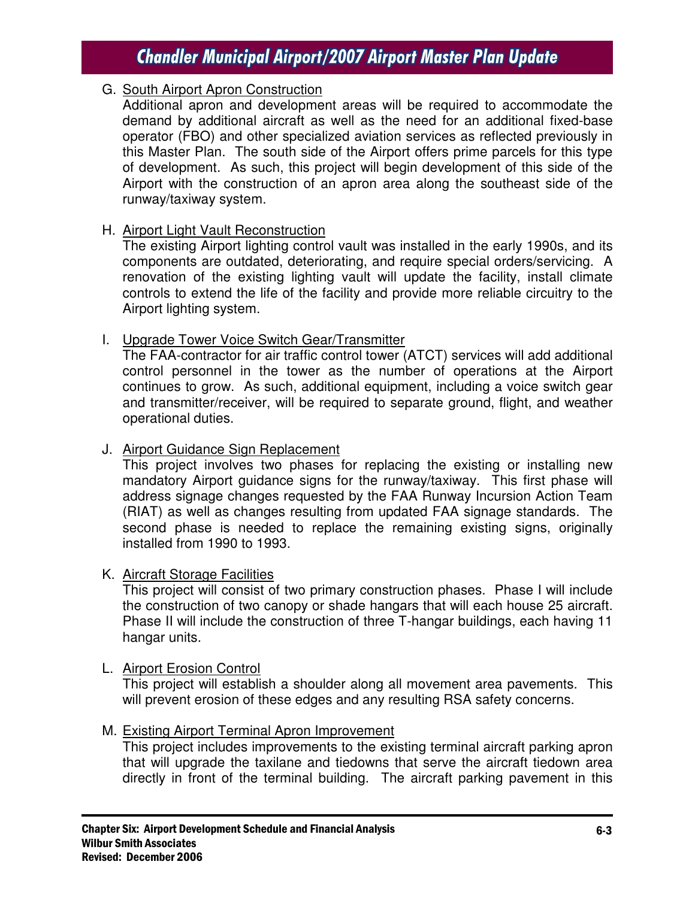G. <u>South Airport Apron Construction</u>
Additional apron and development areas will be required to accommodate the demand by additional aircraft as well as the need for an additional fixed-base operator (FBO) and other specialized aviation services as reflected previously in this Master Plan. The south side of the Airport offers prime parcels for this type of development. As such, this project will begin development of this side of the Airport with the construction of an apron area along the southeast side of the runway/taxiway system.

H. <u>Airport Light Vault Reconstruction</u>
The existing Airport lighting control vault was installed in the early 1990s, and its components are outdated, deteriorating, and require special orders/servicing. A renovation of the existing lighting vault will update the facility, install climate controls to extend the life of the facility and provide more reliable circuitry to the Airport lighting system.

I. <u>Upgrade Tower Voice Switch Gear/Transmitter</u>
The FAA-contractor for air traffic control tower (ATCT) services will add additional control personnel in the tower as the number of operations at the Airport continues to grow. As such, additional equipment, including a voice switch gear and transmitter/receiver, will be required to separate ground, flight, and weather operational duties.

J. <u>Airport Guidance Sign Replacement</u>
This project involves two phases for replacing the existing or installing new mandatory Airport guidance signs for the runway/taxiway. This first phase will address signage changes requested by the FAA Runway Incursion Action Team (RIAT) as well as changes resulting from updated FAA signage standards. The second phase is needed to replace the remaining existing signs, originally installed from 1990 to 1993.

K. <u>Aircraft Storage Facilities</u>
This project will consist of two primary construction phases. Phase I will include the construction of two canopy or shade hangars that will each house 25 aircraft. Phase II will include the construction of three T-hangar buildings, each having 11 hangar units.

L. <u>Airport Erosion Control</u>
This project will establish a shoulder along all movement area pavements. This will prevent erosion of these edges and any resulting RSA safety concerns.

M. <u>Existing Airport Terminal Apron Improvement</u>
This project includes improvements to the existing terminal aircraft parking apron that will upgrade the taxilane and tiedowns that serve the aircraft tiedown area directly in front of the terminal building. The aircraft parking pavement in this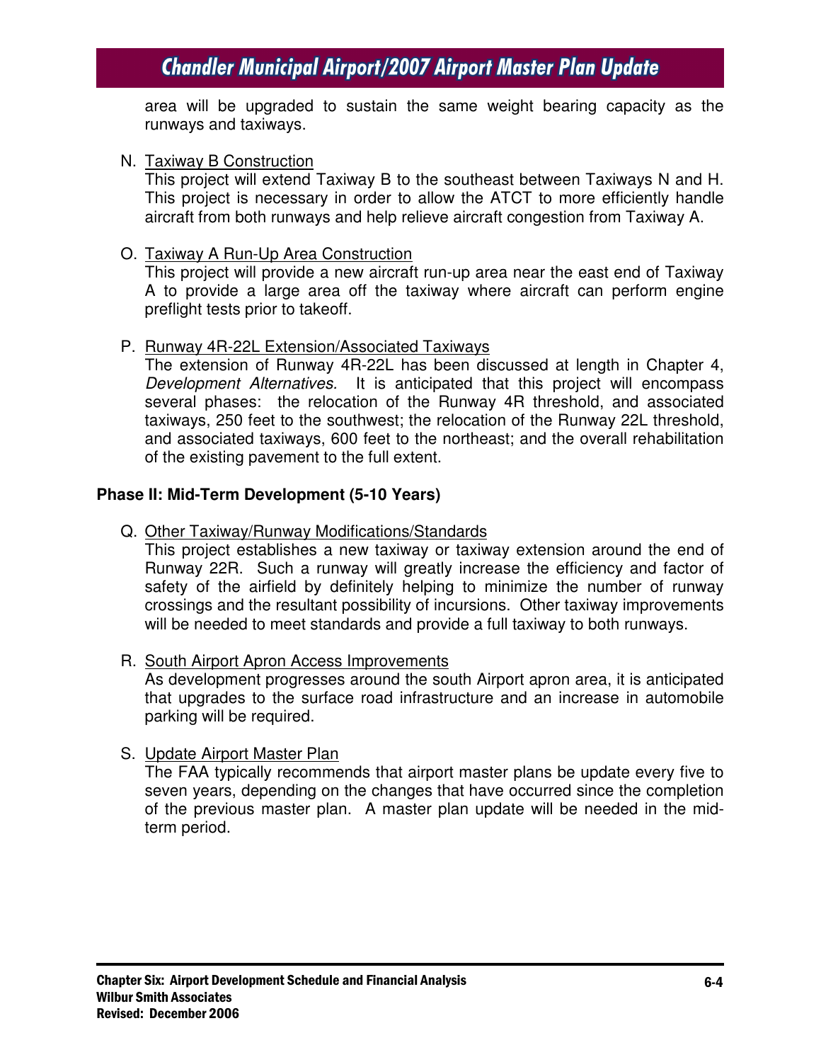area will be upgraded to sustain the same weight bearing capacity as the runways and taxiways.

N. Taxiway B Construction
This project will extend Taxiway B to the southeast between Taxiways N and H. This project is necessary in order to allow the ATCT to more efficiently handle aircraft from both runways and help relieve aircraft congestion from Taxiway A.

O. Taxiway A Run-Up Area Construction
This project will provide a new aircraft run-up area near the east end of Taxiway A to provide a large area off the taxiway where aircraft can perform engine preflight tests prior to takeoff.

P. Runway 4R-22L Extension/Associated Taxiways
The extension of Runway 4R-22L has been discussed at length in Chapter 4, *Development Alternatives.* It is anticipated that this project will encompass several phases: the relocation of the Runway 4R threshold, and associated taxiways, 250 feet to the southwest; the relocation of the Runway 22L threshold, and associated taxiways, 600 feet to the northeast; and the overall rehabilitation of the existing pavement to the full extent.

**Phase II: Mid-Term Development (5-10 Years)**

Q. Other Taxiway/Runway Modifications/Standards
This project establishes a new taxiway or taxiway extension around the end of Runway 22R. Such a runway will greatly increase the efficiency and factor of safety of the airfield by definitely helping to minimize the number of runway crossings and the resultant possibility of incursions. Other taxiway improvements will be needed to meet standards and provide a full taxiway to both runways.

R. South Airport Apron Access Improvements
As development progresses around the south Airport apron area, it is anticipated that upgrades to the surface road infrastructure and an increase in automobile parking will be required.

S. Update Airport Master Plan
The FAA typically recommends that airport master plans be update every five to seven years, depending on the changes that have occurred since the completion of the previous master plan. A master plan update will be needed in the mid-term period.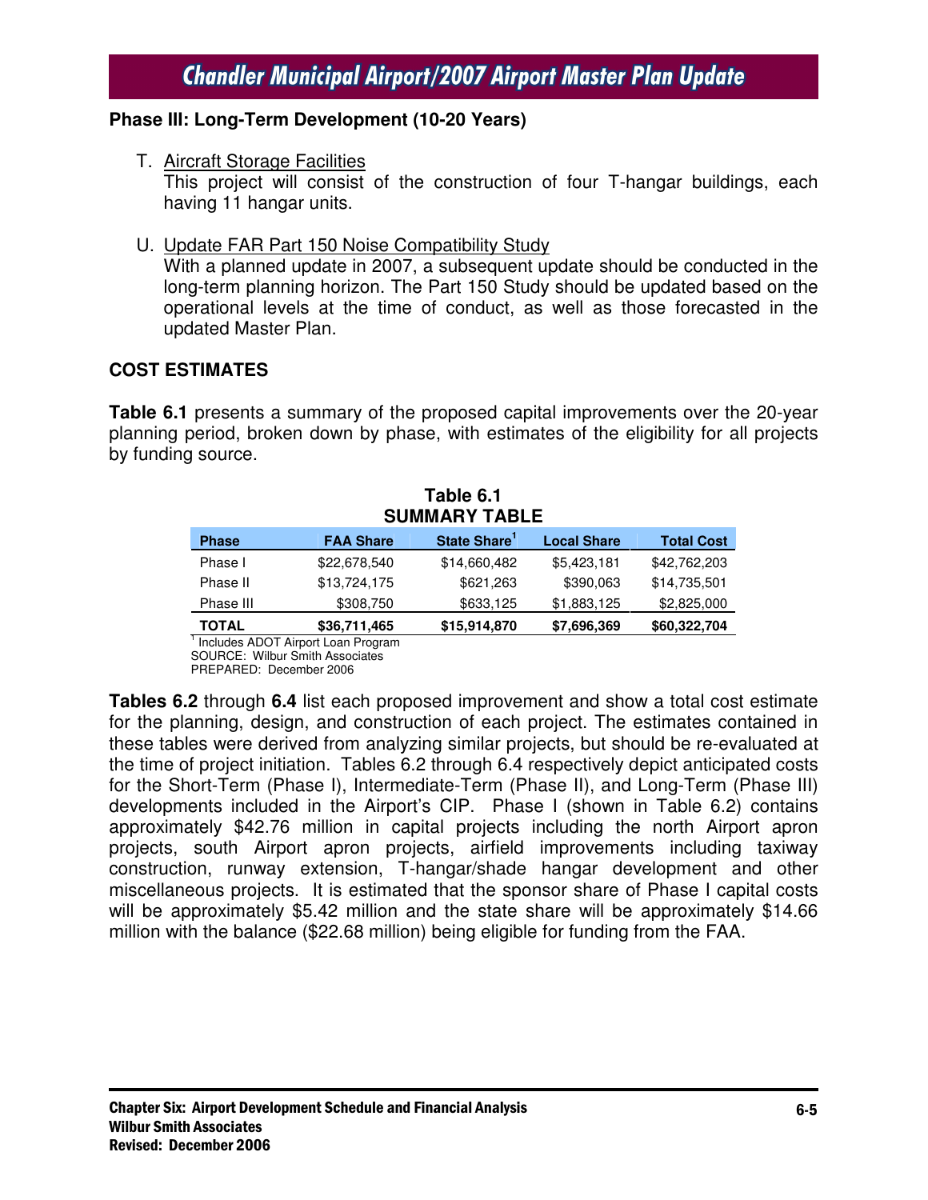### Phase III: Long-Term Development (10-20 Years)

T. Aircraft Storage Facilities
   This project will consist of the construction of four T-hangar buildings, each having 11 hangar units.

U. Update FAR Part 150 Noise Compatibility Study
   With a planned update in 2007, a subsequent update should be conducted in the long-term planning horizon. The Part 150 Study should be updated based on the operational levels at the time of conduct, as well as those forecasted in the updated Master Plan.

## COST ESTIMATES

**Table 6.1** presents a summary of the proposed capital improvements over the 20-year planning period, broken down by phase, with estimates of the eligibility for all projects by funding source.

**Table 6.1**
**SUMMARY TABLE**

| Phase | FAA Share | State Share[1] | Local Share | Total Cost |
|---|---|---|---|---|
| Phase I | $22,678,540 | $14,660,482 | $5,423,181 | $42,762,203 |
| Phase II | $13,724,175 | $621,263 | $390,063 | $14,735,501 |
| Phase III | $308,750 | $633,125 | $1,883,125 | $2,825,000 |
| **TOTAL** | **$36,711,465** | **$15,914,870** | **$7,696,369** | **$60,322,704** |

[1] Includes ADOT Airport Loan Program
SOURCE: Wilbur Smith Associates
PREPARED: December 2006

**Tables 6.2** through **6.4** list each proposed improvement and show a total cost estimate for the planning, design, and construction of each project. The estimates contained in these tables were derived from analyzing similar projects, but should be re-evaluated at the time of project initiation. Tables 6.2 through 6.4 respectively depict anticipated costs for the Short-Term (Phase I), Intermediate-Term (Phase II), and Long-Term (Phase III) developments included in the Airport's CIP. Phase I (shown in Table 6.2) contains approximately $42.76 million in capital projects including the north Airport apron projects, south Airport apron projects, airfield improvements including taxiway construction, runway extension, T-hangar/shade hangar development and other miscellaneous projects. It is estimated that the sponsor share of Phase I capital costs will be approximately $5.42 million and the state share will be approximately $14.66 million with the balance ($22.68 million) being eligible for funding from the FAA.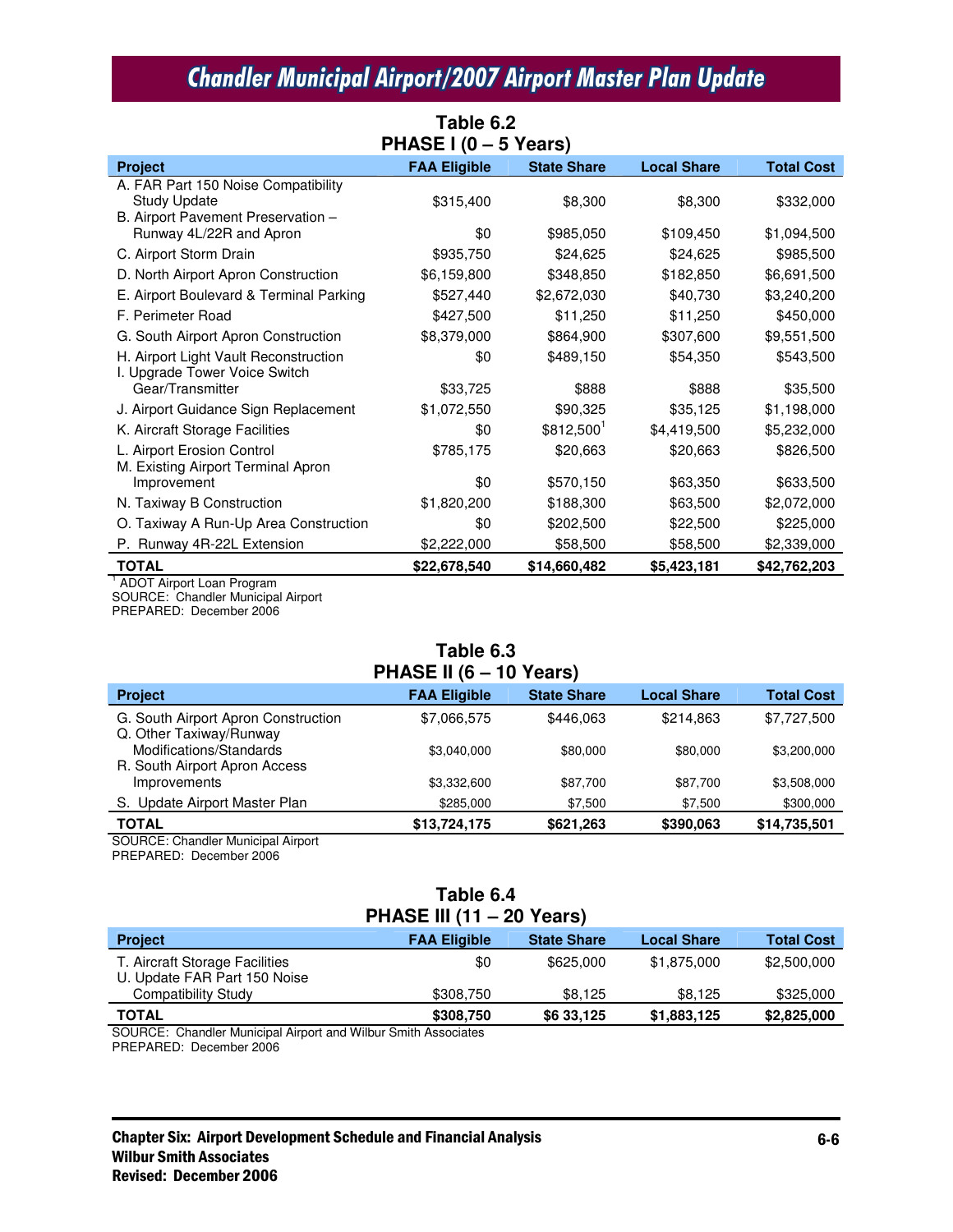## Table 6.2
## PHASE I (0 – 5 Years)

| Project | FAA Eligible | State Share | Local Share | Total Cost |
|---|---|---|---|---|
| A. FAR Part 150 Noise Compatibility Study Update | $315,400 | $8,300 | $8,300 | $332,000 |
| B. Airport Pavement Preservation – Runway 4L/22R and Apron | $0 | $985,050 | $109,450 | $1,094,500 |
| C. Airport Storm Drain | $935,750 | $24,625 | $24,625 | $985,500 |
| D. North Airport Apron Construction | $6,159,800 | $348,850 | $182,850 | $6,691,500 |
| E. Airport Boulevard & Terminal Parking | $527,440 | $2,672,030 | $40,730 | $3,240,200 |
| F. Perimeter Road | $427,500 | $11,250 | $11,250 | $450,000 |
| G. South Airport Apron Construction | $8,379,000 | $864,900 | $307,600 | $9,551,500 |
| H. Airport Light Vault Reconstruction | $0 | $489,150 | $54,350 | $543,500 |
| I. Upgrade Tower Voice Switch Gear/Transmitter | $33,725 | $888 | $888 | $35,500 |
| J. Airport Guidance Sign Replacement | $1,072,550 | $90,325 | $35,125 | $1,198,000 |
| K. Aircraft Storage Facilities | $0 | $812,500[1] | $4,419,500 | $5,232,000 |
| L. Airport Erosion Control | $785,175 | $20,663 | $20,663 | $826,500 |
| M. Existing Airport Terminal Apron Improvement | $0 | $570,150 | $63,350 | $633,500 |
| N. Taxiway B Construction | $1,820,200 | $188,300 | $63,500 | $2,072,000 |
| O. Taxiway A Run-Up Area Construction | $0 | $202,500 | $22,500 | $225,000 |
| P. Runway 4R-22L Extension | $2,222,000 | $58,500 | $58,500 | $2,339,000 |
| **TOTAL** | **$22,678,540** | **$14,660,482** | **$5,423,181** | **$42,762,203** |

[1] ADOT Airport Loan Program
SOURCE: Chandler Municipal Airport
PREPARED: December 2006

## Table 6.3
## PHASE II (6 – 10 Years)

| Project | FAA Eligible | State Share | Local Share | Total Cost |
|---|---|---|---|---|
| G. South Airport Apron Construction | $7,066,575 | $446,063 | $214,863 | $7,727,500 |
| Q. Other Taxiway/Runway Modifications/Standards | $3,040,000 | $80,000 | $80,000 | $3,200,000 |
| R. South Airport Apron Access Improvements | $3,332,600 | $87,700 | $87,700 | $3,508,000 |
| S. Update Airport Master Plan | $285,000 | $7,500 | $7,500 | $300,000 |
| **TOTAL** | **$13,724,175** | **$621,263** | **$390,063** | **$14,735,501** |

SOURCE: Chandler Municipal Airport
PREPARED: December 2006

## Table 6.4
## PHASE III (11 – 20 Years)

| Project | FAA Eligible | State Share | Local Share | Total Cost |
|---|---|---|---|---|
| T. Aircraft Storage Facilities | $0 | $625,000 | $1,875,000 | $2,500,000 |
| U. Update FAR Part 150 Noise Compatibility Study | $308,750 | $8,125 | $8,125 | $325,000 |
| **TOTAL** | **$308,750** | **$6 33,125** | **$1,883,125** | **$2,825,000** |

SOURCE: Chandler Municipal Airport and Wilbur Smith Associates
PREPARED: December 2006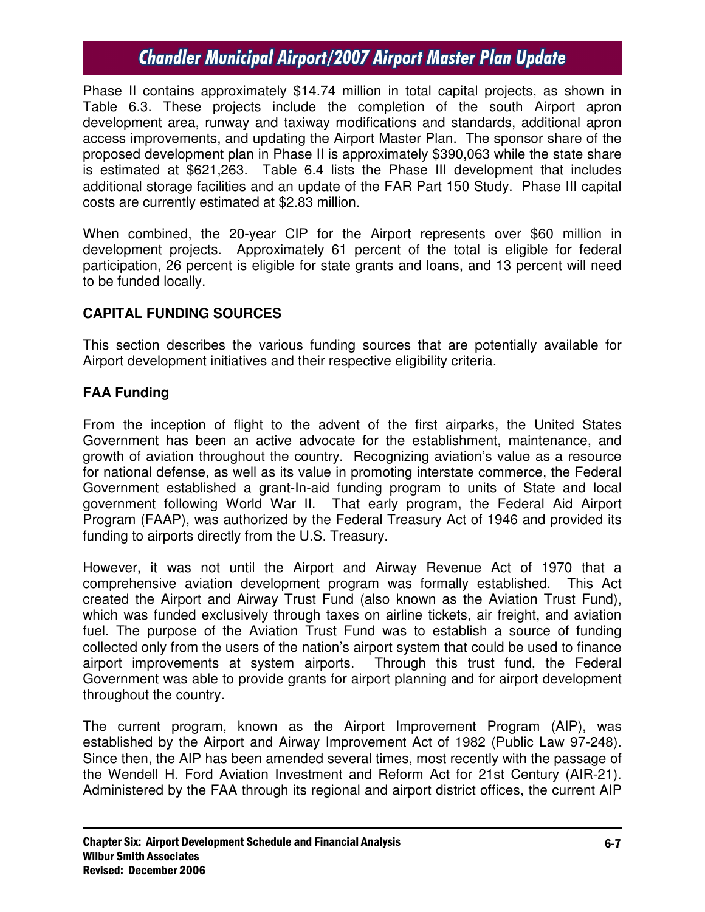Phase II contains approximately $14.74 million in total capital projects, as shown in Table 6.3. These projects include the completion of the south Airport apron development area, runway and taxiway modifications and standards, additional apron access improvements, and updating the Airport Master Plan. The sponsor share of the proposed development plan in Phase II is approximately $390,063 while the state share is estimated at $621,263. Table 6.4 lists the Phase III development that includes additional storage facilities and an update of the FAR Part 150 Study. Phase III capital costs are currently estimated at $2.83 million.

When combined, the 20-year CIP for the Airport represents over $60 million in development projects. Approximately 61 percent of the total is eligible for federal participation, 26 percent is eligible for state grants and loans, and 13 percent will need to be funded locally.

## CAPITAL FUNDING SOURCES

This section describes the various funding sources that are potentially available for Airport development initiatives and their respective eligibility criteria.

### FAA Funding

From the inception of flight to the advent of the first airparks, the United States Government has been an active advocate for the establishment, maintenance, and growth of aviation throughout the country. Recognizing aviation's value as a resource for national defense, as well as its value in promoting interstate commerce, the Federal Government established a grant-In-aid funding program to units of State and local government following World War II. That early program, the Federal Aid Airport Program (FAAP), was authorized by the Federal Treasury Act of 1946 and provided its funding to airports directly from the U.S. Treasury.

However, it was not until the Airport and Airway Revenue Act of 1970 that a comprehensive aviation development program was formally established. This Act created the Airport and Airway Trust Fund (also known as the Aviation Trust Fund), which was funded exclusively through taxes on airline tickets, air freight, and aviation fuel. The purpose of the Aviation Trust Fund was to establish a source of funding collected only from the users of the nation's airport system that could be used to finance airport improvements at system airports. Through this trust fund, the Federal Government was able to provide grants for airport planning and for airport development throughout the country.

The current program, known as the Airport Improvement Program (AIP), was established by the Airport and Airway Improvement Act of 1982 (Public Law 97-248). Since then, the AIP has been amended several times, most recently with the passage of the Wendell H. Ford Aviation Investment and Reform Act for 21st Century (AIR-21). Administered by the FAA through its regional and airport district offices, the current AIP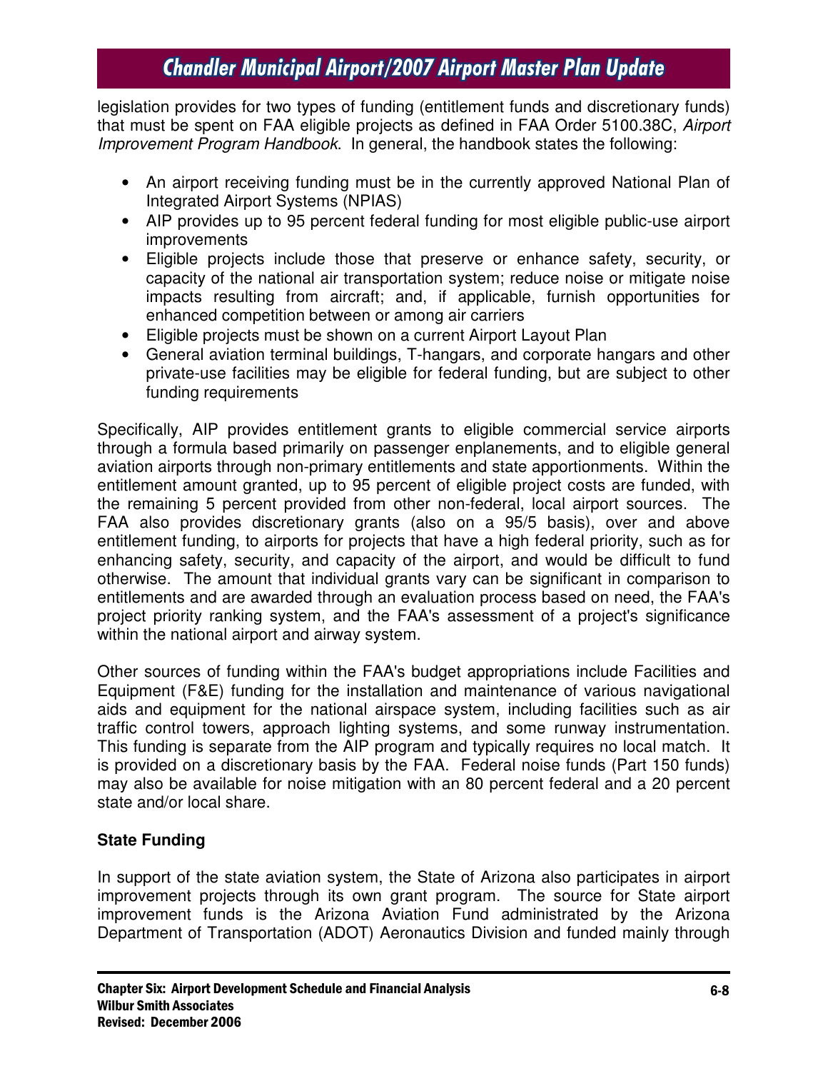legislation provides for two types of funding (entitlement funds and discretionary funds) that must be spent on FAA eligible projects as defined in FAA Order 5100.38C, *Airport Improvement Program Handbook*. In general, the handbook states the following:

- An airport receiving funding must be in the currently approved National Plan of Integrated Airport Systems (NPIAS)
- AIP provides up to 95 percent federal funding for most eligible public-use airport improvements
- Eligible projects include those that preserve or enhance safety, security, or capacity of the national air transportation system; reduce noise or mitigate noise impacts resulting from aircraft; and, if applicable, furnish opportunities for enhanced competition between or among air carriers
- Eligible projects must be shown on a current Airport Layout Plan
- General aviation terminal buildings, T-hangars, and corporate hangars and other private-use facilities may be eligible for federal funding, but are subject to other funding requirements

Specifically, AIP provides entitlement grants to eligible commercial service airports through a formula based primarily on passenger enplanements, and to eligible general aviation airports through non-primary entitlements and state apportionments. Within the entitlement amount granted, up to 95 percent of eligible project costs are funded, with the remaining 5 percent provided from other non-federal, local airport sources. The FAA also provides discretionary grants (also on a 95/5 basis), over and above entitlement funding, to airports for projects that have a high federal priority, such as for enhancing safety, security, and capacity of the airport, and would be difficult to fund otherwise. The amount that individual grants vary can be significant in comparison to entitlements and are awarded through an evaluation process based on need, the FAA's project priority ranking system, and the FAA's assessment of a project's significance within the national airport and airway system.

Other sources of funding within the FAA's budget appropriations include Facilities and Equipment (F&E) funding for the installation and maintenance of various navigational aids and equipment for the national airspace system, including facilities such as air traffic control towers, approach lighting systems, and some runway instrumentation. This funding is separate from the AIP program and typically requires no local match. It is provided on a discretionary basis by the FAA. Federal noise funds (Part 150 funds) may also be available for noise mitigation with an 80 percent federal and a 20 percent state and/or local share.

**State Funding**

In support of the state aviation system, the State of Arizona also participates in airport improvement projects through its own grant program. The source for State airport improvement funds is the Arizona Aviation Fund administrated by the Arizona Department of Transportation (ADOT) Aeronautics Division and funded mainly through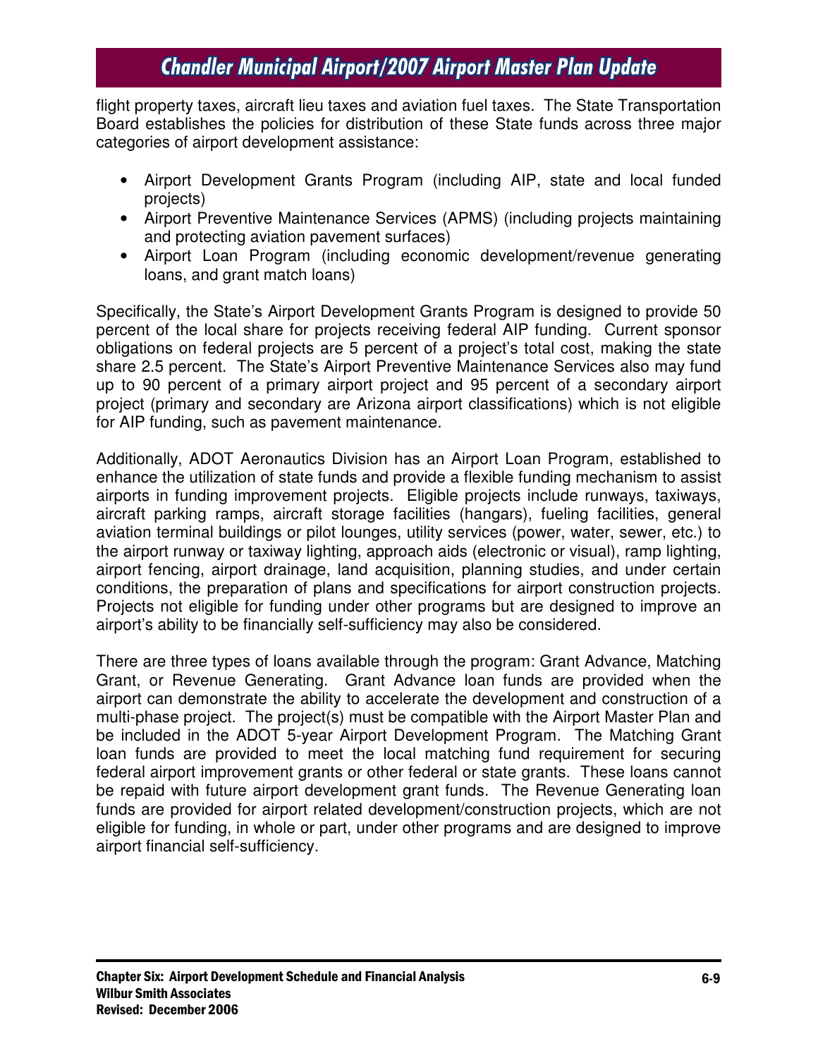flight property taxes, aircraft lieu taxes and aviation fuel taxes. The State Transportation Board establishes the policies for distribution of these State funds across three major categories of airport development assistance:

- Airport Development Grants Program (including AIP, state and local funded projects)
- Airport Preventive Maintenance Services (APMS) (including projects maintaining and protecting aviation pavement surfaces)
- Airport Loan Program (including economic development/revenue generating loans, and grant match loans)

Specifically, the State's Airport Development Grants Program is designed to provide 50 percent of the local share for projects receiving federal AIP funding. Current sponsor obligations on federal projects are 5 percent of a project's total cost, making the state share 2.5 percent. The State's Airport Preventive Maintenance Services also may fund up to 90 percent of a primary airport project and 95 percent of a secondary airport project (primary and secondary are Arizona airport classifications) which is not eligible for AIP funding, such as pavement maintenance.

Additionally, ADOT Aeronautics Division has an Airport Loan Program, established to enhance the utilization of state funds and provide a flexible funding mechanism to assist airports in funding improvement projects. Eligible projects include runways, taxiways, aircraft parking ramps, aircraft storage facilities (hangars), fueling facilities, general aviation terminal buildings or pilot lounges, utility services (power, water, sewer, etc.) to the airport runway or taxiway lighting, approach aids (electronic or visual), ramp lighting, airport fencing, airport drainage, land acquisition, planning studies, and under certain conditions, the preparation of plans and specifications for airport construction projects. Projects not eligible for funding under other programs but are designed to improve an airport's ability to be financially self-sufficiency may also be considered.

There are three types of loans available through the program: Grant Advance, Matching Grant, or Revenue Generating. Grant Advance loan funds are provided when the airport can demonstrate the ability to accelerate the development and construction of a multi-phase project. The project(s) must be compatible with the Airport Master Plan and be included in the ADOT 5-year Airport Development Program. The Matching Grant loan funds are provided to meet the local matching fund requirement for securing federal airport improvement grants or other federal or state grants. These loans cannot be repaid with future airport development grant funds. The Revenue Generating loan funds are provided for airport related development/construction projects, which are not eligible for funding, in whole or part, under other programs and are designed to improve airport financial self-sufficiency.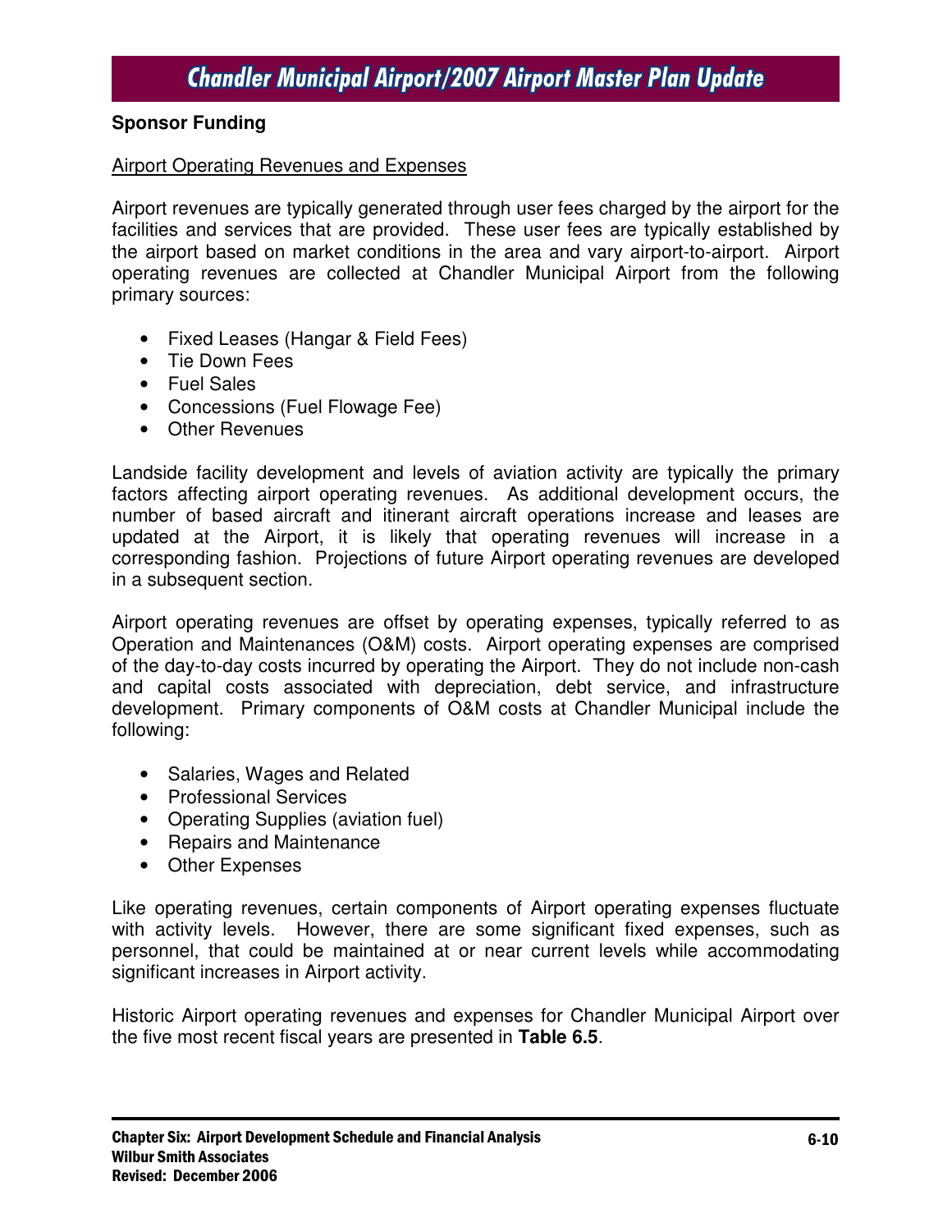**Sponsor Funding**

Airport Operating Revenues and Expenses

Airport revenues are typically generated through user fees charged by the airport for the facilities and services that are provided. These user fees are typically established by the airport based on market conditions in the area and vary airport-to-airport. Airport operating revenues are collected at Chandler Municipal Airport from the following primary sources:

- Fixed Leases (Hangar & Field Fees)
- Tie Down Fees
- Fuel Sales
- Concessions (Fuel Flowage Fee)
- Other Revenues

Landside facility development and levels of aviation activity are typically the primary factors affecting airport operating revenues. As additional development occurs, the number of based aircraft and itinerant aircraft operations increase and leases are updated at the Airport, it is likely that operating revenues will increase in a corresponding fashion. Projections of future Airport operating revenues are developed in a subsequent section.

Airport operating revenues are offset by operating expenses, typically referred to as Operation and Maintenances (O&M) costs. Airport operating expenses are comprised of the day-to-day costs incurred by operating the Airport. They do not include non-cash and capital costs associated with depreciation, debt service, and infrastructure development. Primary components of O&M costs at Chandler Municipal include the following:

- Salaries, Wages and Related
- Professional Services
- Operating Supplies (aviation fuel)
- Repairs and Maintenance
- Other Expenses

Like operating revenues, certain components of Airport operating expenses fluctuate with activity levels. However, there are some significant fixed expenses, such as personnel, that could be maintained at or near current levels while accommodating significant increases in Airport activity.

Historic Airport operating revenues and expenses for Chandler Municipal Airport over the five most recent fiscal years are presented in **Table 6.5**.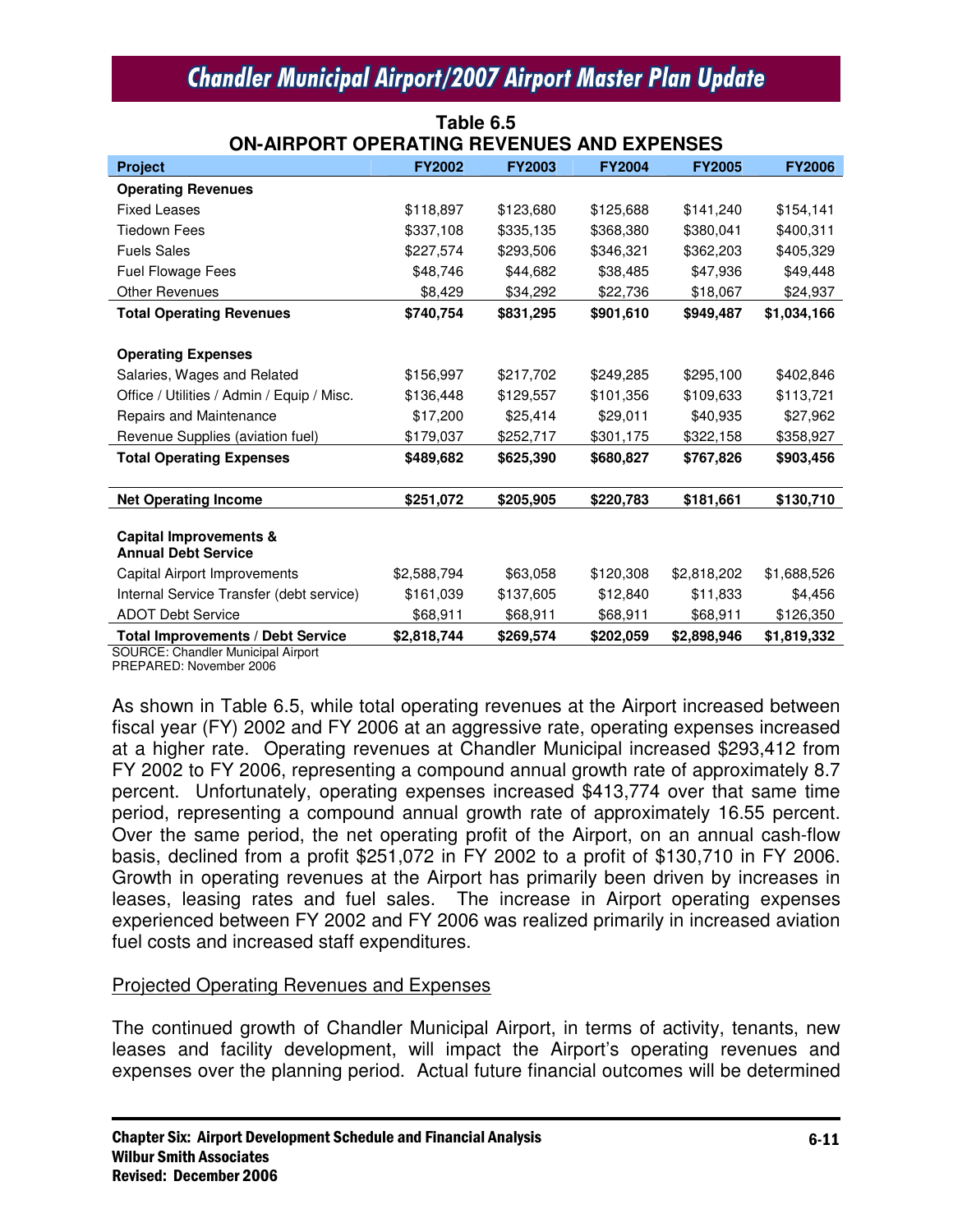**Table 6.5**
**ON-AIRPORT OPERATING REVENUES AND EXPENSES**

| Project | FY2002 | FY2003 | FY2004 | FY2005 | FY2006 |
|---|---|---|---|---|---|
| **Operating Revenues** | | | | | |
| Fixed Leases | $118,897 | $123,680 | $125,688 | $141,240 | $154,141 |
| Tiedown Fees | $337,108 | $335,135 | $368,380 | $380,041 | $400,311 |
| Fuels Sales | $227,574 | $293,506 | $346,321 | $362,203 | $405,329 |
| Fuel Flowage Fees | $48,746 | $44,682 | $38,485 | $47,936 | $49,448 |
| Other Revenues | $8,429 | $34,292 | $22,736 | $18,067 | $24,937 |
| **Total Operating Revenues** | **$740,754** | **$831,295** | **$901,610** | **$949,487** | **$1,034,166** |
| | | | | | |
| **Operating Expenses** | | | | | |
| Salaries, Wages and Related | $156,997 | $217,702 | $249,285 | $295,100 | $402,846 |
| Office / Utilities / Admin / Equip / Misc. | $136,448 | $129,557 | $101,356 | $109,633 | $113,721 |
| Repairs and Maintenance | $17,200 | $25,414 | $29,011 | $40,935 | $27,962 |
| Revenue Supplies (aviation fuel) | $179,037 | $252,717 | $301,175 | $322,158 | $358,927 |
| **Total Operating Expenses** | **$489,682** | **$625,390** | **$680,827** | **$767,826** | **$903,456** |
| | | | | | |
| **Net Operating Income** | **$251,072** | **$205,905** | **$220,783** | **$181,661** | **$130,710** |
| | | | | | |
| **Capital Improvements & Annual Debt Service** | | | | | |
| Capital Airport Improvements | $2,588,794 | $63,058 | $120,308 | $2,818,202 | $1,688,526 |
| Internal Service Transfer (debt service) | $161,039 | $137,605 | $12,840 | $11,833 | $4,456 |
| ADOT Debt Service | $68,911 | $68,911 | $68,911 | $68,911 | $126,350 |
| **Total Improvements / Debt Service** | **$2,818,744** | **$269,574** | **$202,059** | **$2,898,946** | **$1,819,332** |

SOURCE: Chandler Municipal Airport
PREPARED: November 2006

As shown in Table 6.5, while total operating revenues at the Airport increased between fiscal year (FY) 2002 and FY 2006 at an aggressive rate, operating expenses increased at a higher rate. Operating revenues at Chandler Municipal increased $293,412 from FY 2002 to FY 2006, representing a compound annual growth rate of approximately 8.7 percent. Unfortunately, operating expenses increased $413,774 over that same time period, representing a compound annual growth rate of approximately 16.55 percent. Over the same period, the net operating profit of the Airport, on an annual cash-flow basis, declined from a profit $251,072 in FY 2002 to a profit of $130,710 in FY 2006. Growth in operating revenues at the Airport has primarily been driven by increases in leases, leasing rates and fuel sales. The increase in Airport operating expenses experienced between FY 2002 and FY 2006 was realized primarily in increased aviation fuel costs and increased staff expenditures.

## Projected Operating Revenues and Expenses

The continued growth of Chandler Municipal Airport, in terms of activity, tenants, new leases and facility development, will impact the Airport's operating revenues and expenses over the planning period. Actual future financial outcomes will be determined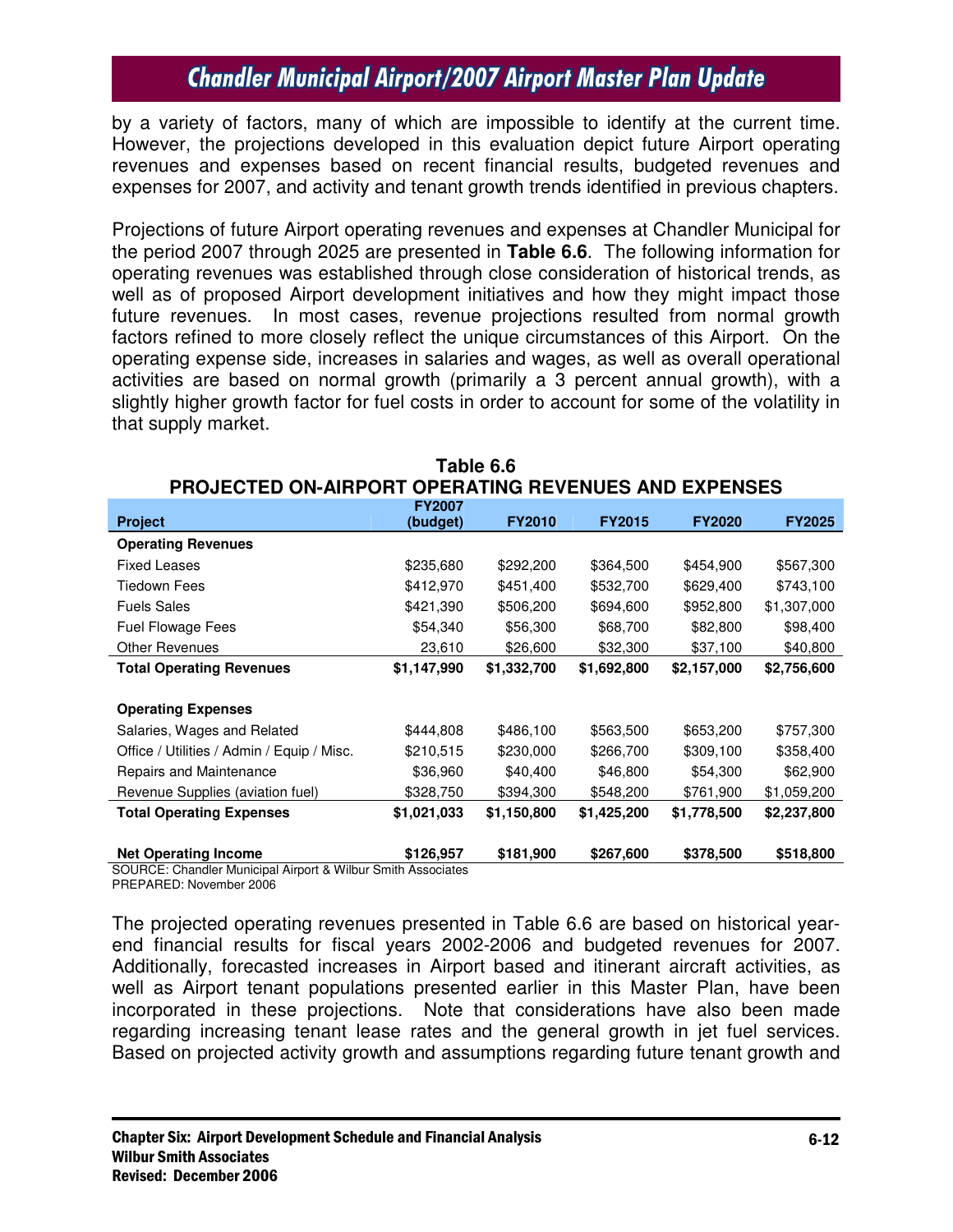by a variety of factors, many of which are impossible to identify at the current time. However, the projections developed in this evaluation depict future Airport operating revenues and expenses based on recent financial results, budgeted revenues and expenses for 2007, and activity and tenant growth trends identified in previous chapters.

Projections of future Airport operating revenues and expenses at Chandler Municipal for the period 2007 through 2025 are presented in **Table 6.6**. The following information for operating revenues was established through close consideration of historical trends, as well as of proposed Airport development initiatives and how they might impact those future revenues. In most cases, revenue projections resulted from normal growth factors refined to more closely reflect the unique circumstances of this Airport. On the operating expense side, increases in salaries and wages, as well as overall operational activities are based on normal growth (primarily a 3 percent annual growth), with a slightly higher growth factor for fuel costs in order to account for some of the volatility in that supply market.

**Table 6.6**
**PROJECTED ON-AIRPORT OPERATING REVENUES AND EXPENSES**

| Project | FY2007 (budget) | FY2010 | FY2015 | FY2020 | FY2025 |
|---|---|---|---|---|---|
| **Operating Revenues** | | | | | |
| Fixed Leases | $235,680 | $292,200 | $364,500 | $454,900 | $567,300 |
| Tiedown Fees | $412,970 | $451,400 | $532,700 | $629,400 | $743,100 |
| Fuels Sales | $421,390 | $506,200 | $694,600 | $952,800 | $1,307,000 |
| Fuel Flowage Fees | $54,340 | $56,300 | $68,700 | $82,800 | $98,400 |
| Other Revenues | 23,610 | $26,600 | $32,300 | $37,100 | $40,800 |
| **Total Operating Revenues** | **$1,147,990** | **$1,332,700** | **$1,692,800** | **$2,157,000** | **$2,756,600** |
| | | | | | |
| **Operating Expenses** | | | | | |
| Salaries, Wages and Related | $444,808 | $486,100 | $563,500 | $653,200 | $757,300 |
| Office / Utilities / Admin / Equip / Misc. | $210,515 | $230,000 | $266,700 | $309,100 | $358,400 |
| Repairs and Maintenance | $36,960 | $40,400 | $46,800 | $54,300 | $62,900 |
| Revenue Supplies (aviation fuel) | $328,750 | $394,300 | $548,200 | $761,900 | $1,059,200 |
| **Total Operating Expenses** | **$1,021,033** | **$1,150,800** | **$1,425,200** | **$1,778,500** | **$2,237,800** |
| | | | | | |
| **Net Operating Income** | **$126,957** | **$181,900** | **$267,600** | **$378,500** | **$518,800** |

SOURCE: Chandler Municipal Airport & Wilbur Smith Associates
PREPARED: November 2006

The projected operating revenues presented in Table 6.6 are based on historical year-end financial results for fiscal years 2002-2006 and budgeted revenues for 2007. Additionally, forecasted increases in Airport based and itinerant aircraft activities, as well as Airport tenant populations presented earlier in this Master Plan, have been incorporated in these projections. Note that considerations have also been made regarding increasing tenant lease rates and the general growth in jet fuel services. Based on projected activity growth and assumptions regarding future tenant growth and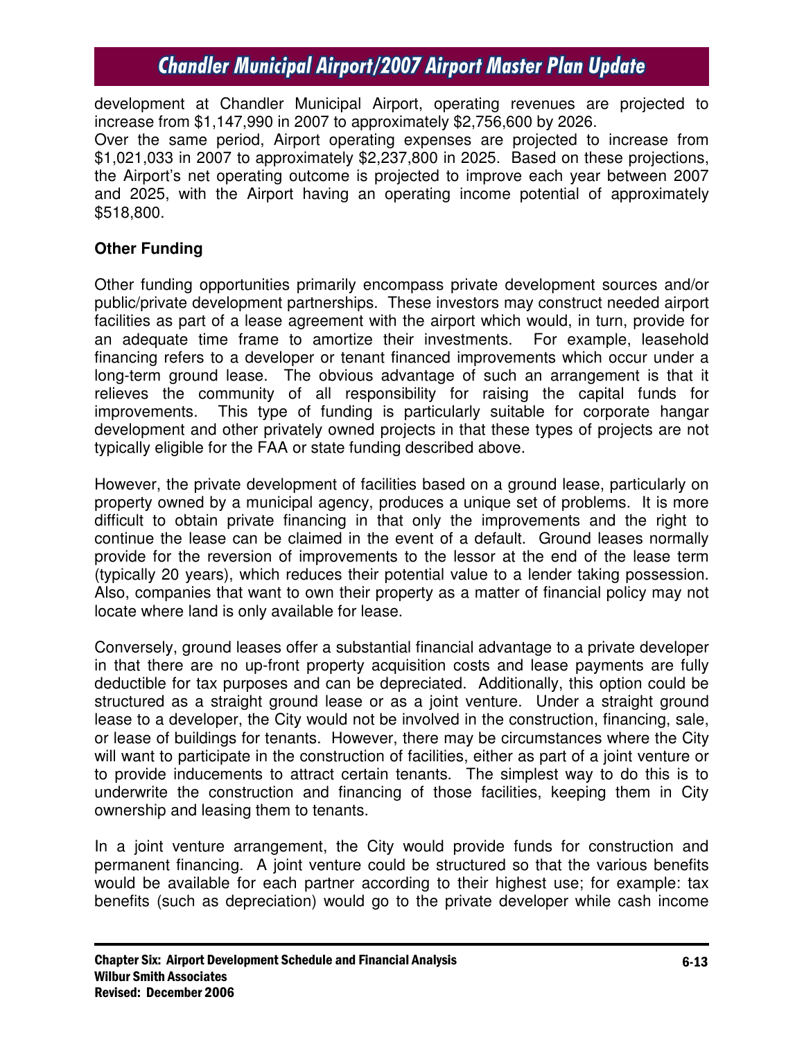development at Chandler Municipal Airport, operating revenues are projected to increase from $1,147,990 in 2007 to approximately $2,756,600 by 2026.

Over the same period, Airport operating expenses are projected to increase from $1,021,033 in 2007 to approximately $2,237,800 in 2025. Based on these projections, the Airport's net operating outcome is projected to improve each year between 2007 and 2025, with the Airport having an operating income potential of approximately $518,800.

**Other Funding**

Other funding opportunities primarily encompass private development sources and/or public/private development partnerships. These investors may construct needed airport facilities as part of a lease agreement with the airport which would, in turn, provide for an adequate time frame to amortize their investments. For example, leasehold financing refers to a developer or tenant financed improvements which occur under a long-term ground lease. The obvious advantage of such an arrangement is that it relieves the community of all responsibility for raising the capital funds for improvements. This type of funding is particularly suitable for corporate hangar development and other privately owned projects in that these types of projects are not typically eligible for the FAA or state funding described above.

However, the private development of facilities based on a ground lease, particularly on property owned by a municipal agency, produces a unique set of problems. It is more difficult to obtain private financing in that only the improvements and the right to continue the lease can be claimed in the event of a default. Ground leases normally provide for the reversion of improvements to the lessor at the end of the lease term (typically 20 years), which reduces their potential value to a lender taking possession. Also, companies that want to own their property as a matter of financial policy may not locate where land is only available for lease.

Conversely, ground leases offer a substantial financial advantage to a private developer in that there are no up-front property acquisition costs and lease payments are fully deductible for tax purposes and can be depreciated. Additionally, this option could be structured as a straight ground lease or as a joint venture. Under a straight ground lease to a developer, the City would not be involved in the construction, financing, sale, or lease of buildings for tenants. However, there may be circumstances where the City will want to participate in the construction of facilities, either as part of a joint venture or to provide inducements to attract certain tenants. The simplest way to do this is to underwrite the construction and financing of those facilities, keeping them in City ownership and leasing them to tenants.

In a joint venture arrangement, the City would provide funds for construction and permanent financing. A joint venture could be structured so that the various benefits would be available for each partner according to their highest use; for example: tax benefits (such as depreciation) would go to the private developer while cash income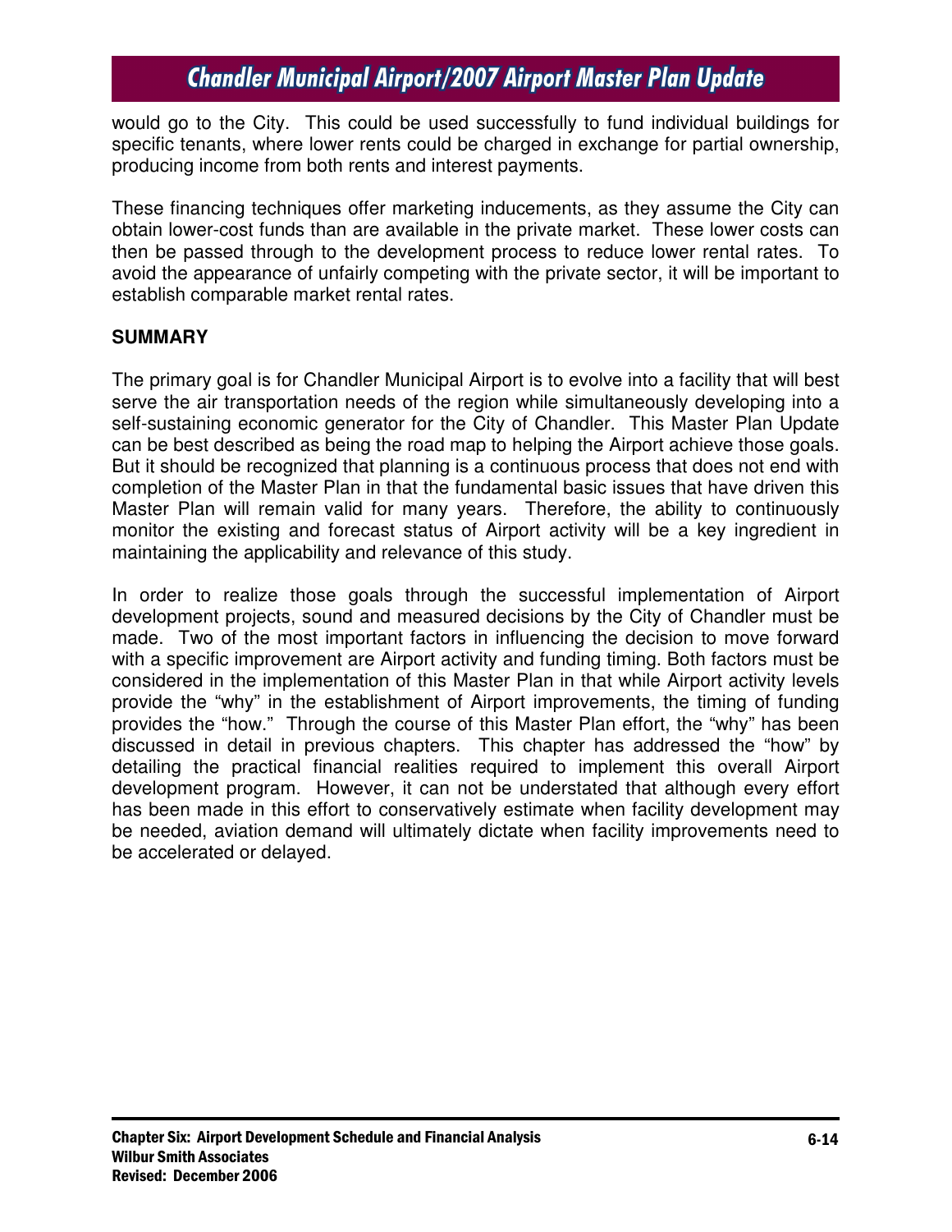would go to the City. This could be used successfully to fund individual buildings for specific tenants, where lower rents could be charged in exchange for partial ownership, producing income from both rents and interest payments.

These financing techniques offer marketing inducements, as they assume the City can obtain lower-cost funds than are available in the private market. These lower costs can then be passed through to the development process to reduce lower rental rates. To avoid the appearance of unfairly competing with the private sector, it will be important to establish comparable market rental rates.

**SUMMARY**

The primary goal is for Chandler Municipal Airport is to evolve into a facility that will best serve the air transportation needs of the region while simultaneously developing into a self-sustaining economic generator for the City of Chandler. This Master Plan Update can be best described as being the road map to helping the Airport achieve those goals. But it should be recognized that planning is a continuous process that does not end with completion of the Master Plan in that the fundamental basic issues that have driven this Master Plan will remain valid for many years. Therefore, the ability to continuously monitor the existing and forecast status of Airport activity will be a key ingredient in maintaining the applicability and relevance of this study.

In order to realize those goals through the successful implementation of Airport development projects, sound and measured decisions by the City of Chandler must be made. Two of the most important factors in influencing the decision to move forward with a specific improvement are Airport activity and funding timing. Both factors must be considered in the implementation of this Master Plan in that while Airport activity levels provide the "why" in the establishment of Airport improvements, the timing of funding provides the "how." Through the course of this Master Plan effort, the "why" has been discussed in detail in previous chapters. This chapter has addressed the "how" by detailing the practical financial realities required to implement this overall Airport development program. However, it can not be understated that although every effort has been made in this effort to conservatively estimate when facility development may be needed, aviation demand will ultimately dictate when facility improvements need to be accelerated or delayed.